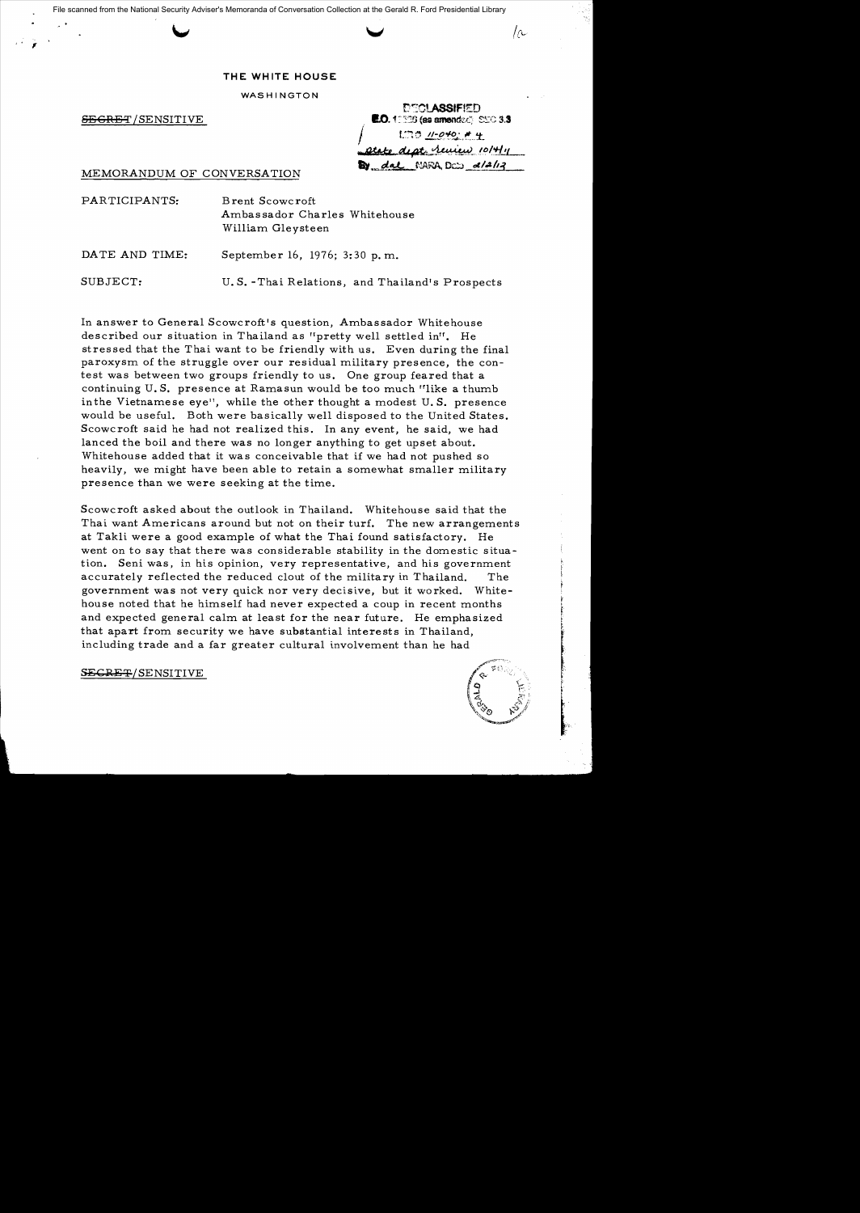THE WHITE HOUSE

WASHINGTON

~~SECRET~~/SENSITIVE

DECLASSIFIED
E.O. 12958 (as amended) SEC 3.3
MR 11-040; # 4
State dept. review 10/4/11
By dal NARA, Date 2/2/12

MEMORANDUM OF CONVERSATION

PARTICIPANTS: Brent Scowcroft
Ambassador Charles Whitehouse
William Gleysteen

DATE AND TIME: September 16, 1976; 3:30 p.m.

SUBJECT: U.S.-Thai Relations, and Thailand's Prospects

In answer to General Scowcroft's question, Ambassador Whitehouse described our situation in Thailand as "pretty well settled in". He stressed that the Thai want to be friendly with us. Even during the final paroxysm of the struggle over our residual military presence, the contest was between two groups friendly to us. One group feared that a continuing U.S. presence at Ramasun would be too much "like a thumb inthe Vietnamese eye", while the other thought a modest U.S. presence would be useful. Both were basically well disposed to the United States. Scowcroft said he had not realized this. In any event, he said, we had lanced the boil and there was no longer anything to get upset about. Whitehouse added that it was conceivable that if we had not pushed so heavily, we might have been able to retain a somewhat smaller military presence than we were seeking at the time.

Scowcroft asked about the outlook in Thailand. Whitehouse said that the Thai want Americans around but not on their turf. The new arrangements at Takli were a good example of what the Thai found satisfactory. He went on to say that there was considerable stability in the domestic situation. Seni was, in his opinion, very representative, and his government accurately reflected the reduced clout of the military in Thailand. The government was not very quick nor very decisive, but it worked. Whitehouse noted that he himself had never expected a coup in recent months and expected general calm at least for the near future. He emphasized that apart from security we have substantial interests in Thailand, including trade and a far greater cultural involvement than he had

~~SECRET~~/SENSITIVE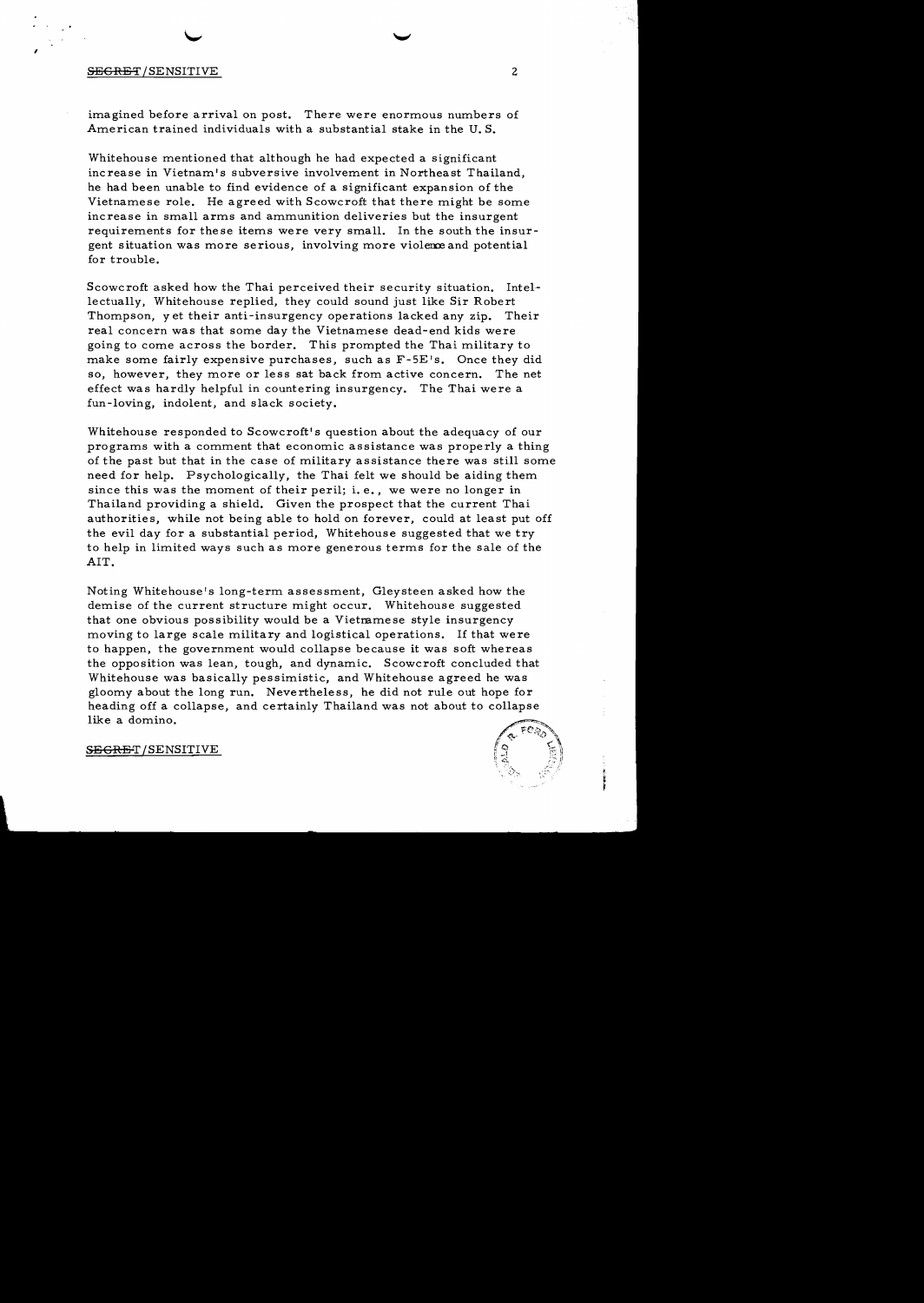imagined before arrival on post. There were enormous numbers of American trained individuals with a substantial stake in the U. S.

Whitehouse mentioned that although he had expected a significant increase in Vietnam's subversive involvement in Northeast Thailand, he had been unable to find evidence of a significant expansion of the Vietnamese role. He agreed with Scowcroft that there might be some increase in small arms and ammunition deliveries but the insurgent requirements for these items were very small. In the south the insurgent situation was more serious, involving more violence and potential for trouble.

Scowcroft asked how the Thai perceived their security situation. Intellectually, Whitehouse replied, they could sound just like Sir Robert Thompson, yet their anti-insurgency operations lacked any zip. Their real concern was that some day the Vietnamese dead-end kids were going to come across the border. This prompted the Thai military to make some fairly expensive purchases, such as F-5E's. Once they did so, however, they more or less sat back from active concern. The net effect was hardly helpful in countering insurgency. The Thai were a fun-loving, indolent, and slack society.

Whitehouse responded to Scowcroft's question about the adequacy of our programs with a comment that economic assistance was properly a thing of the past but that in the case of military assistance there was still some need for help. Psychologically, the Thai felt we should be aiding them since this was the moment of their peril; i. e., we were no longer in Thailand providing a shield. Given the prospect that the current Thai authorities, while not being able to hold on forever, could at least put off the evil day for a substantial period, Whitehouse suggested that we try to help in limited ways such as more generous terms for the sale of the AIT.

Noting Whitehouse's long-term assessment, Gleysteen asked how the demise of the current structure might occur. Whitehouse suggested that one obvious possibility would be a Vietnamese style insurgency moving to large scale military and logistical operations. If that were to happen, the government would collapse because it was soft whereas the opposition was lean, tough, and dynamic. Scowcroft concluded that Whitehouse was basically pessimistic, and Whitehouse agreed he was gloomy about the long run. Nevertheless, he did not rule out hope for heading off a collapse, and certainly Thailand was not about to collapse like a domino.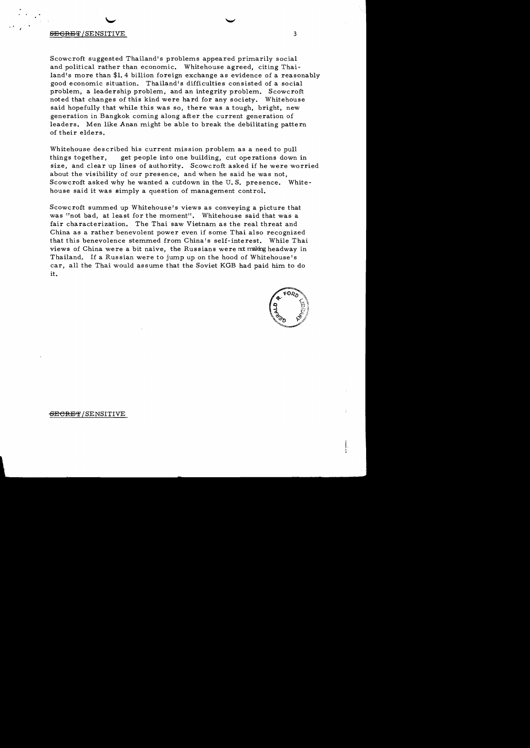Scowcroft suggested Thailand's problems appeared primarily social and political rather than economic. Whitehouse agreed, citing Thailand's more than $1.4 billion foreign exchange as evidence of a reasonably good economic situation. Thailand's difficulties consisted of a social problem, a leadership problem, and an integrity problem. Scowcroft noted that changes of this kind were hard for any society. Whitehouse said hopefully that while this was so, there was a tough, bright, new generation in Bangkok coming along after the current generation of leaders. Men like Anan might be able to break the debilitating pattern of their elders.

Whitehouse described his current mission problem as a need to pull things together, get people into one building, cut operations down in size, and clear up lines of authority. Scowcroft asked if he were worried about the visibility of our presence, and when he said he was not, Scowcroft asked why he wanted a cutdown in the U.S. presence. Whitehouse said it was simply a question of management control.

Scowcroft summed up Whitehouse's views as conveying a picture that was "not bad, at least for the moment". Whitehouse said that was a fair characterization. The Thai saw Vietnam as the real threat and China as a rather benevolent power even if some Thai also recognized that this benevolence stemmed from China's self-interest. While Thai views of China were a bit naive, the Russians were not making headway in Thailand. If a Russian were to jump up on the hood of Whitehouse's car, all the Thai would assume that the Soviet KGB had paid him to do it.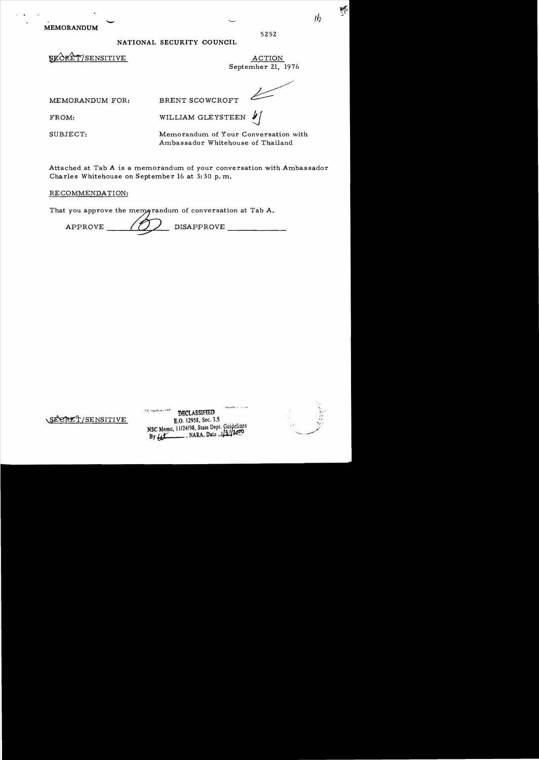MEMORANDUM

5252

NATIONAL SECURITY COUNCIL

SECRET/SENSITIVE

ACTION
September 21, 1976

MEMORANDUM FOR: BRENT SCOWCROFT

FROM: WILLIAM GLEYSTEEN

SUBJECT: Memorandum of Your Conversation with Ambassador Whitehouse of Thailand

Attached at Tab A is a memorandum of your conversation with Ambassador Charles Whitehouse on September 16 at 3:30 p.m.

RECOMMENDATION:

That you approve the memorandum of conversation at Tab A.

APPROVE ____ DISAPPROVE ____

SECRET/SENSITIVE

DECLASSIFIED
E.O. 12958, Sec. 3.5
NSC Memo, 11/24/98, State Dept. Guidelines
By ____, NARA, Date 1/31/2000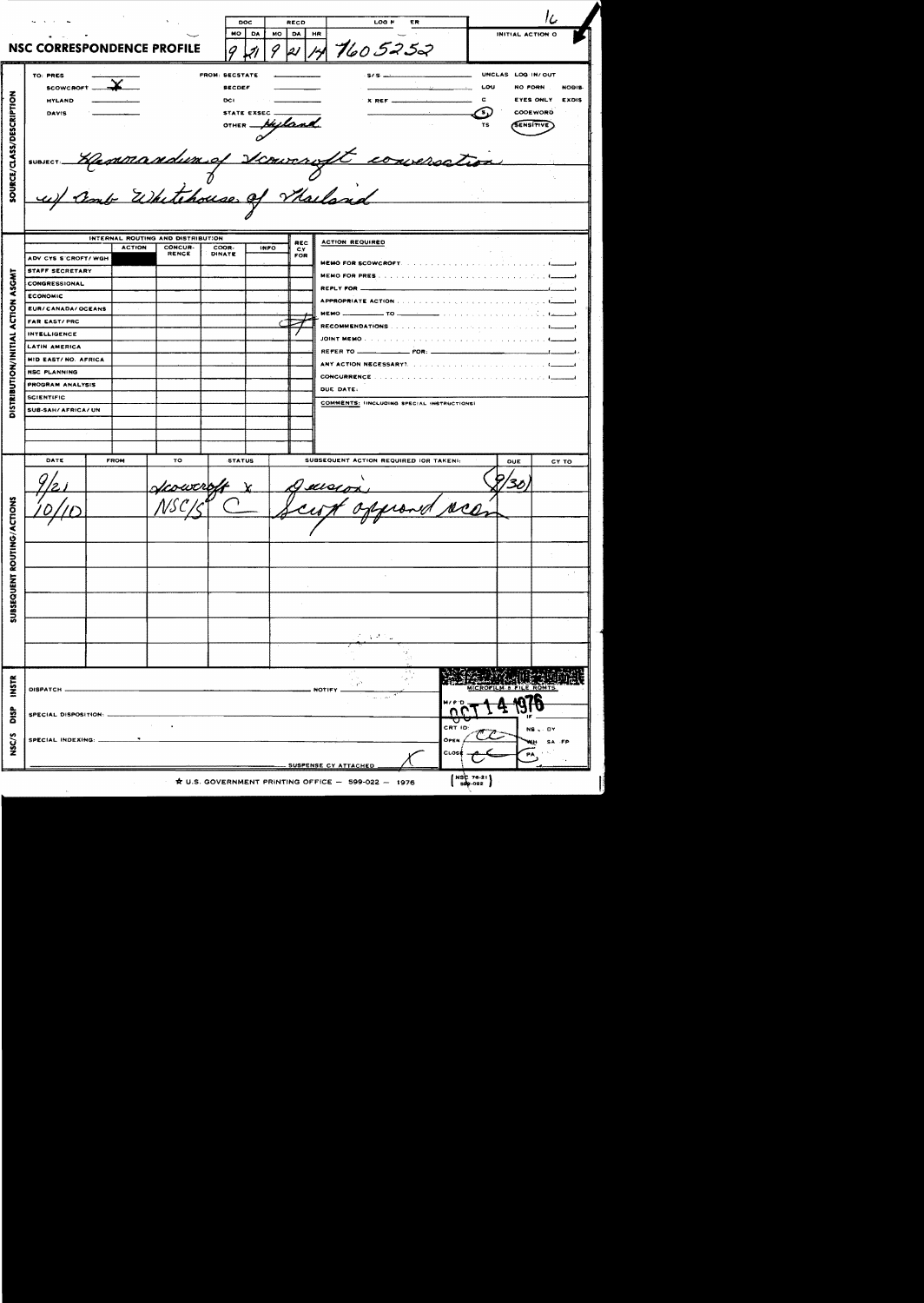# NSC CORRESPONDENCE PROFILE

| DOC MO | DOC DA | RECD MO | RECD DA | HR | LOG NUMBER | INITIAL ACTION O |
|---|---|---|---|---|---|---|
| 9 | 21 | 9 | 21 | 14 | 7605252 | |

## SOURCE/CLASS/DESCRIPTION

TO: PRES ___ SCOWCROFT X HYLAND ___ DAVIS ___

FROM: SECSTATE ___ SECDEF ___ DCI ___ STATE EXSEC ___ OTHER Hyland

S/S ___ X REF ___

UNCLAS LOG IN/OUT; LOU NO FORN NODIS; C EYES ONLY EXDIS; (S) CODEWORD; TS (SENSITIVE)

SUBJECT: Memorandum of Scowcroft conversation w/ Amb Whitehouse of Thailand

## DISTRIBUTION/INITIAL ACTION ASGMT

INTERNAL ROUTING AND DISTRIBUTION

| | ACTION | CONCURRENCE | COORDINATE | INFO | REC CY FOR |
|---|---|---|---|---|---|
| ADV CYS S'CROFT/WGH | | | | | |
| STAFF SECRETARY | | | | | |
| CONGRESSIONAL | | | | | |
| ECONOMIC | | | | | |
| EUR/CANADA/OCEANS | | | | | |
| FAR EAST/PRC | | | | | / |
| INTELLIGENCE | | | | | |
| LATIN AMERICA | | | | | |
| MID EAST/NO. AFRICA | | | | | |
| NSC PLANNING | | | | | |
| PROGRAM ANALYSIS | | | | | |
| SCIENTIFIC | | | | | |
| SUB-SAH/AFRICA/UN | | | | | |

ACTION REQUIRED

- MEMO FOR SCOWCROFT
- MEMO FOR PRES
- REPLY FOR
- APPROPRIATE ACTION
- MEMO ___ TO ___
- RECOMMENDATIONS
- JOINT MEMO
- REFER TO ___ FOR: ___
- ANY ACTION NECESSARY?
- CONCURRENCE
- DUE DATE:
- COMMENTS: (INCLUDING SPECIAL INSTRUCTIONS)

## SUBSEQUENT ROUTING/ACTIONS

| DATE | FROM | TO | STATUS | SUBSEQUENT ACTION REQUIRED (OR TAKEN): | DUE | CY TO |
|---|---|---|---|---|---|---|
| 9/21 | | Scowcroft | X | Decision | 9/30 | |
| 10/10 | | NSC/S | C | Scowcroft approved mcon | | |

## NSC/S INSTR / DISP

DISPATCH ___ NOTIFY ___

SPECIAL DISPOSITION: ___

SPECIAL INDEXING: ___

SUSPENSE CY ATTACHED X

MICROFILM & FILE RQMTS: M/F'D OCT 14 1976; CRT ID: ___; OPEN CC; CLOSE CC; IF ___; NS ___ DY; WH SA FP; PA

★ U.S. GOVERNMENT PRINTING OFFICE — 599-022 — 1976 (NSC 76-21 599-022)